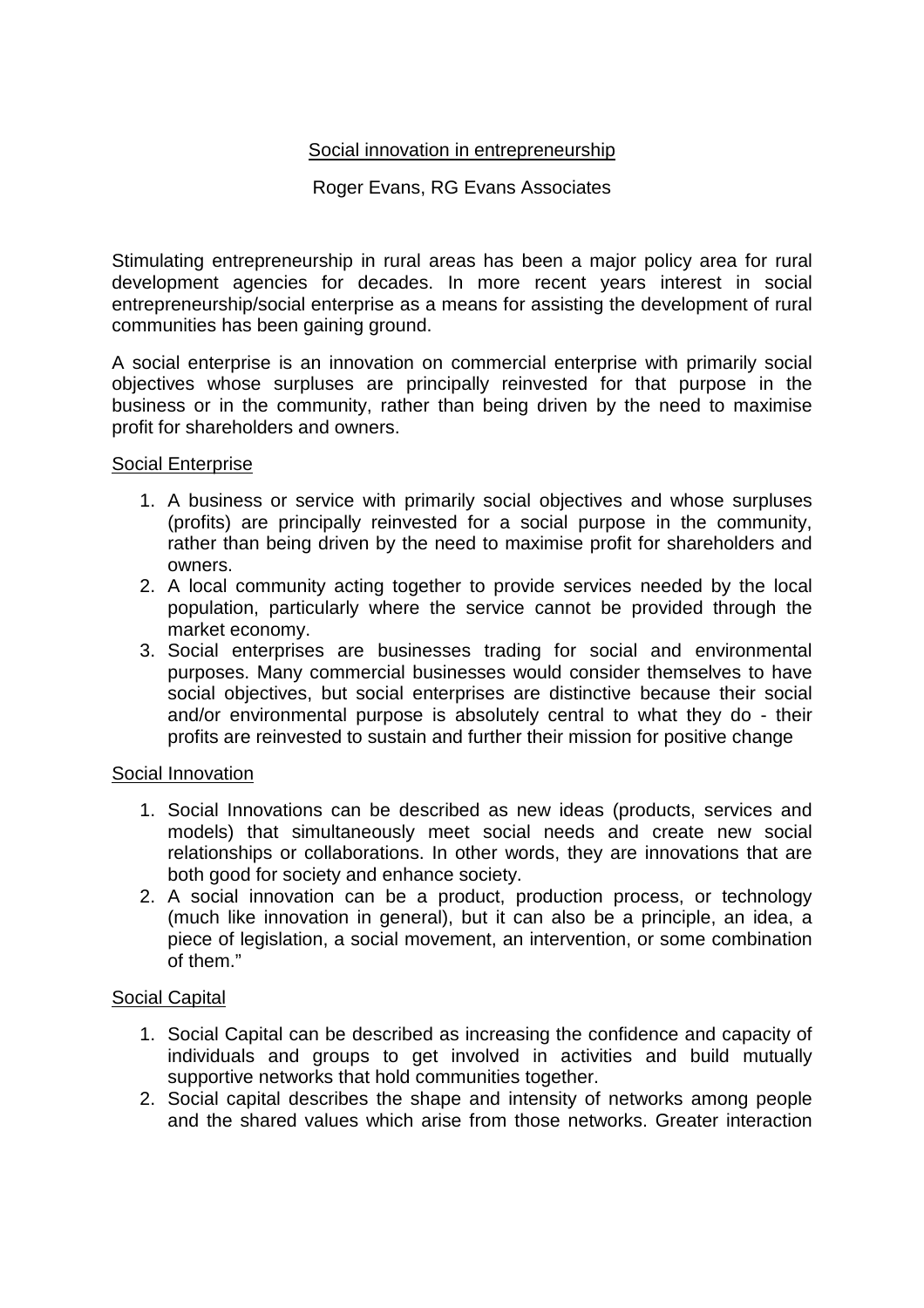# Social innovation in entrepreneurship

Roger Evans, RG Evans Associates

Stimulating entrepreneurship in rural areas has been a major policy area for rural development agencies for decades. In more recent years interest in social entrepreneurship/social enterprise as a means for assisting the development of rural communities has been gaining ground.

A social enterprise is an innovation on commercial enterprise with primarily social objectives whose surpluses are principally reinvested for that purpose in the business or in the community, rather than being driven by the need to maximise profit for shareholders and owners.

## Social Enterprise

1. A business or service with primarily social objectives and whose surpluses (profits) are principally reinvested for a social purpose in the community, rather than being driven by the need to maximise profit for shareholders and owners.
2. A local community acting together to provide services needed by the local population, particularly where the service cannot be provided through the market economy.
3. Social enterprises are businesses trading for social and environmental purposes. Many commercial businesses would consider themselves to have social objectives, but social enterprises are distinctive because their social and/or environmental purpose is absolutely central to what they do - their profits are reinvested to sustain and further their mission for positive change

## Social Innovation

1. Social Innovations can be described as new ideas (products, services and models) that simultaneously meet social needs and create new social relationships or collaborations. In other words, they are innovations that are both good for society and enhance society.
2. A social innovation can be a product, production process, or technology (much like innovation in general), but it can also be a principle, an idea, a piece of legislation, a social movement, an intervention, or some combination of them."

## Social Capital

1. Social Capital can be described as increasing the confidence and capacity of individuals and groups to get involved in activities and build mutually supportive networks that hold communities together.
2. Social capital describes the shape and intensity of networks among people and the shared values which arise from those networks. Greater interaction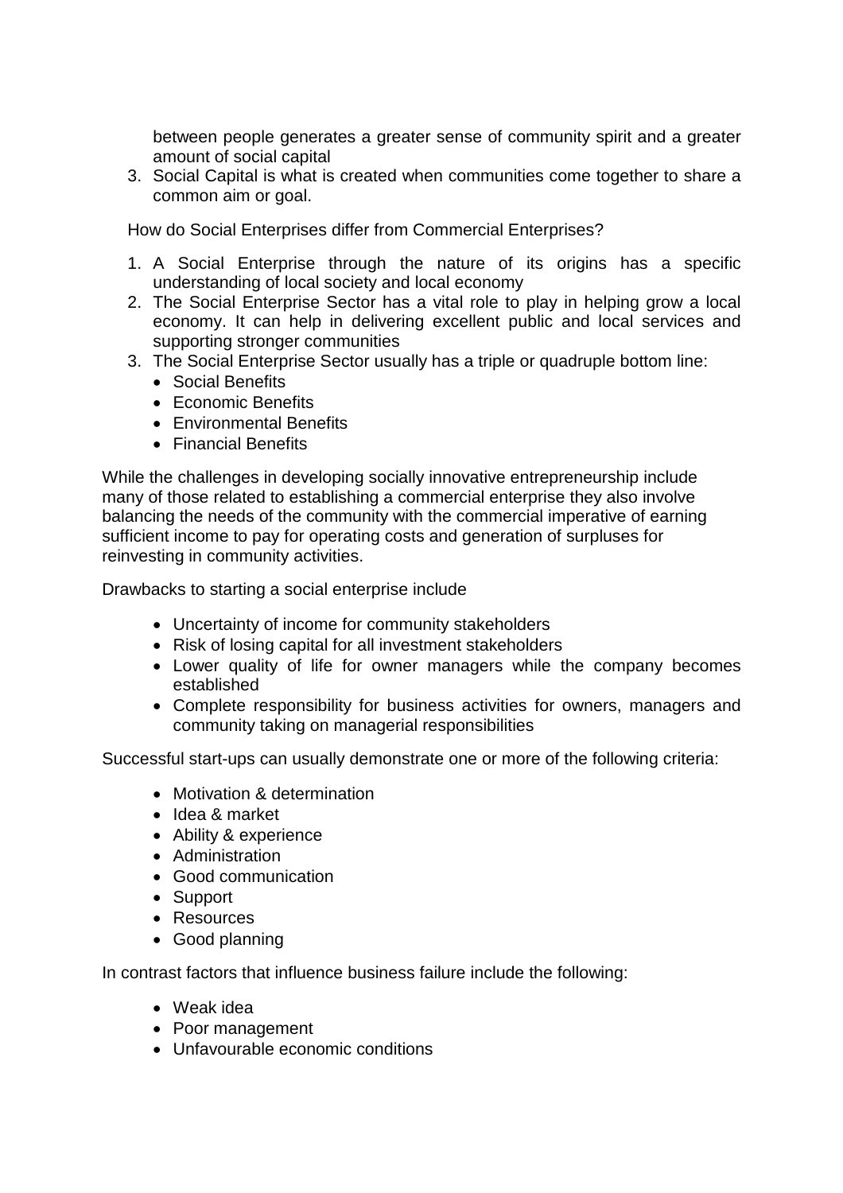between people generates a greater sense of community spirit and a greater amount of social capital
3. Social Capital is what is created when communities come together to share a common aim or goal.

How do Social Enterprises differ from Commercial Enterprises?

1. A Social Enterprise through the nature of its origins has a specific understanding of local society and local economy
2. The Social Enterprise Sector has a vital role to play in helping grow a local economy. It can help in delivering excellent public and local services and supporting stronger communities
3. The Social Enterprise Sector usually has a triple or quadruple bottom line:
   - Social Benefits
   - Economic Benefits
   - Environmental Benefits
   - Financial Benefits

While the challenges in developing socially innovative entrepreneurship include many of those related to establishing a commercial enterprise they also involve balancing the needs of the community with the commercial imperative of earning sufficient income to pay for operating costs and generation of surpluses for reinvesting in community activities.

Drawbacks to starting a social enterprise include

- Uncertainty of income for community stakeholders
- Risk of losing capital for all investment stakeholders
- Lower quality of life for owner managers while the company becomes established
- Complete responsibility for business activities for owners, managers and community taking on managerial responsibilities

Successful start-ups can usually demonstrate one or more of the following criteria:

- Motivation & determination
- Idea & market
- Ability & experience
- Administration
- Good communication
- Support
- Resources
- Good planning

In contrast factors that influence business failure include the following:

- Weak idea
- Poor management
- Unfavourable economic conditions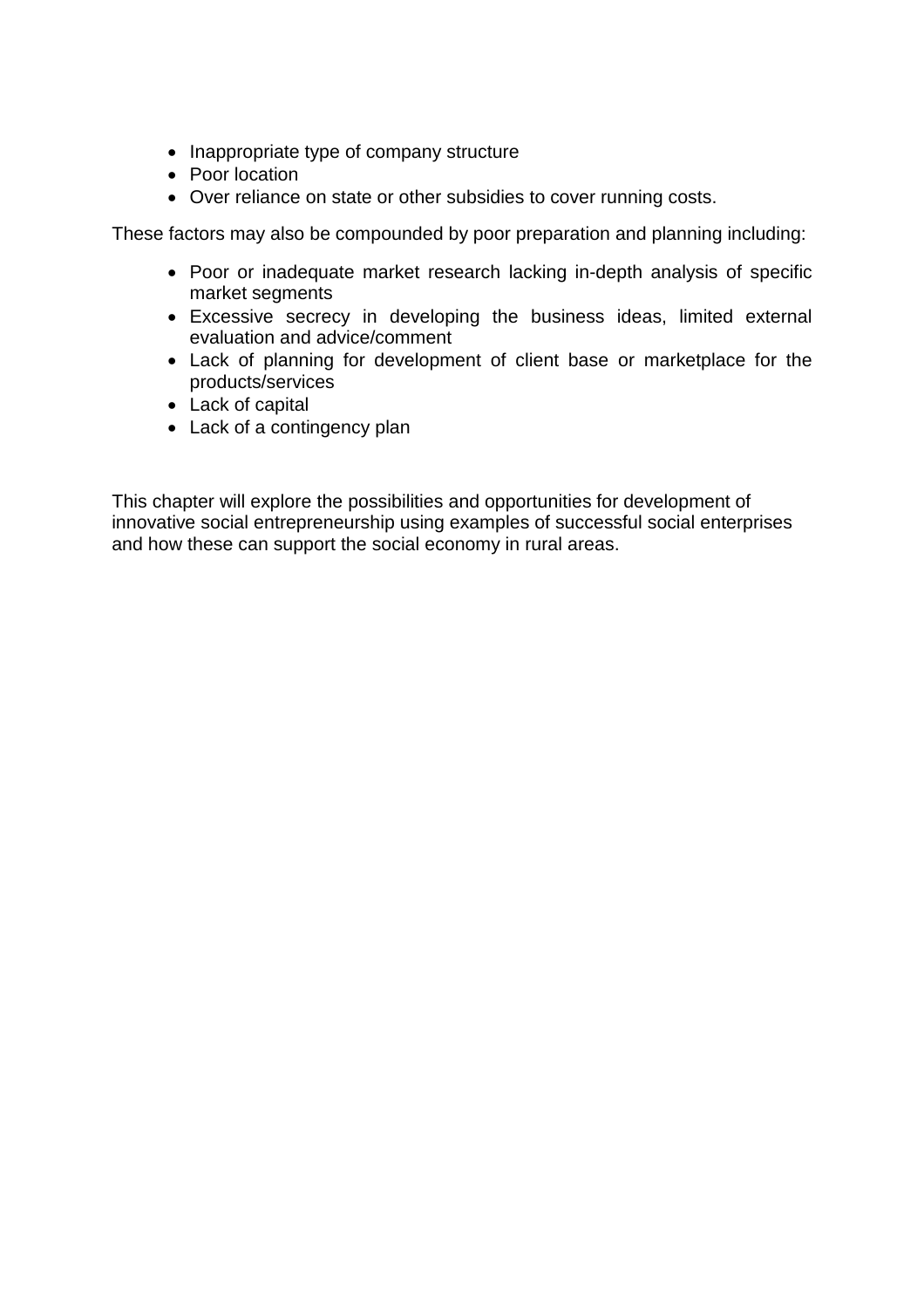- Inappropriate type of company structure
- Poor location
- Over reliance on state or other subsidies to cover running costs.

These factors may also be compounded by poor preparation and planning including:

- Poor or inadequate market research lacking in-depth analysis of specific market segments
- Excessive secrecy in developing the business ideas, limited external evaluation and advice/comment
- Lack of planning for development of client base or marketplace for the products/services
- Lack of capital
- Lack of a contingency plan

This chapter will explore the possibilities and opportunities for development of innovative social entrepreneurship using examples of successful social enterprises and how these can support the social economy in rural areas.